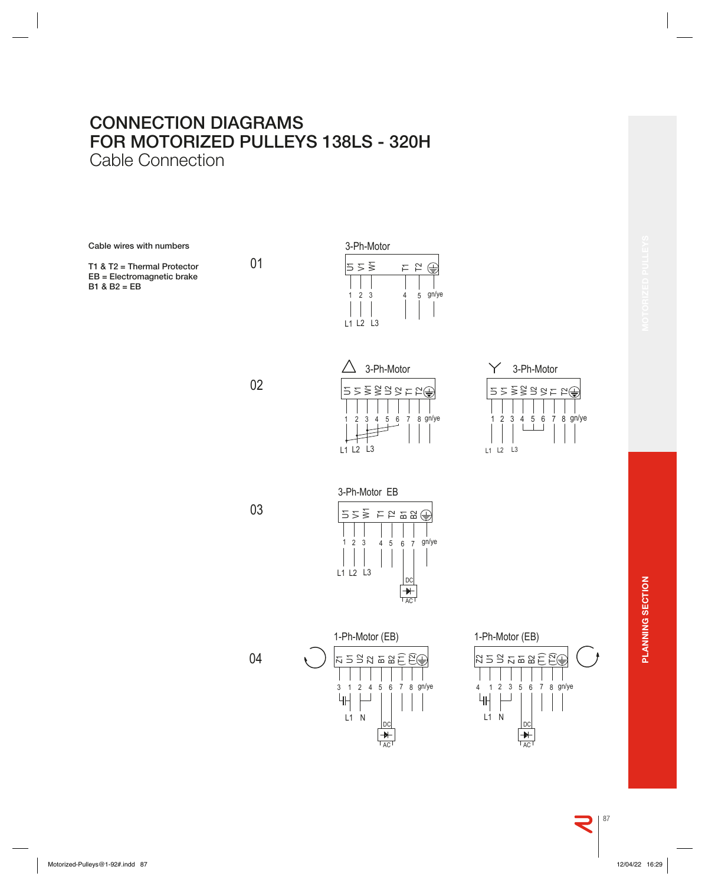# CONNECTION DIAGRAMS FOR MOTORIZED PULLEYS 138LS - 320H

## Cable Connection

**Cable wires with numbers**

**T1 & T2 = Thermal Protector**
**EB = Electromagnetic brake**
**B1 & B2 = EB**

01

3-Ph-Motor

U1 V1 W1 T1 T2 ⏚

1 2 3 4 5 gn/ye

L1 L2 L3

02

△ 3-Ph-Motor

U1 V1 W1 W2 U2 V2 T1 T2 ⏚

1 2 3 4 5 6 7 8 gn/ye

L1 L2 L3

Y 3-Ph-Motor

U1 V1 W1 W2 U2 V2 T1 T2 ⏚

1 2 3 4 5 6 7 8 gn/ye

L1 L2 L3

03

3-Ph-Motor EB

U1 V1 W1 T1 T2 B1 B2 ⏚

1 2 3 4 5 6 7 gn/ye

L1 L2 L3

DC AC

04

1-Ph-Motor (EB)

Z1 U1 U2 Z2 B1 B2 (T1) (T2) ⏚

3 1 2 4 5 6 7 8 gn/ye

L1 N

DC AC

1-Ph-Motor (EB)

Z2 U1 U2 Z1 B1 B2 (T1) (T2) ⏚

4 1 2 3 5 6 7 8 gn/ye

L1 N

DC AC

PLANNING SECTION

MOTORIZED PULLEYS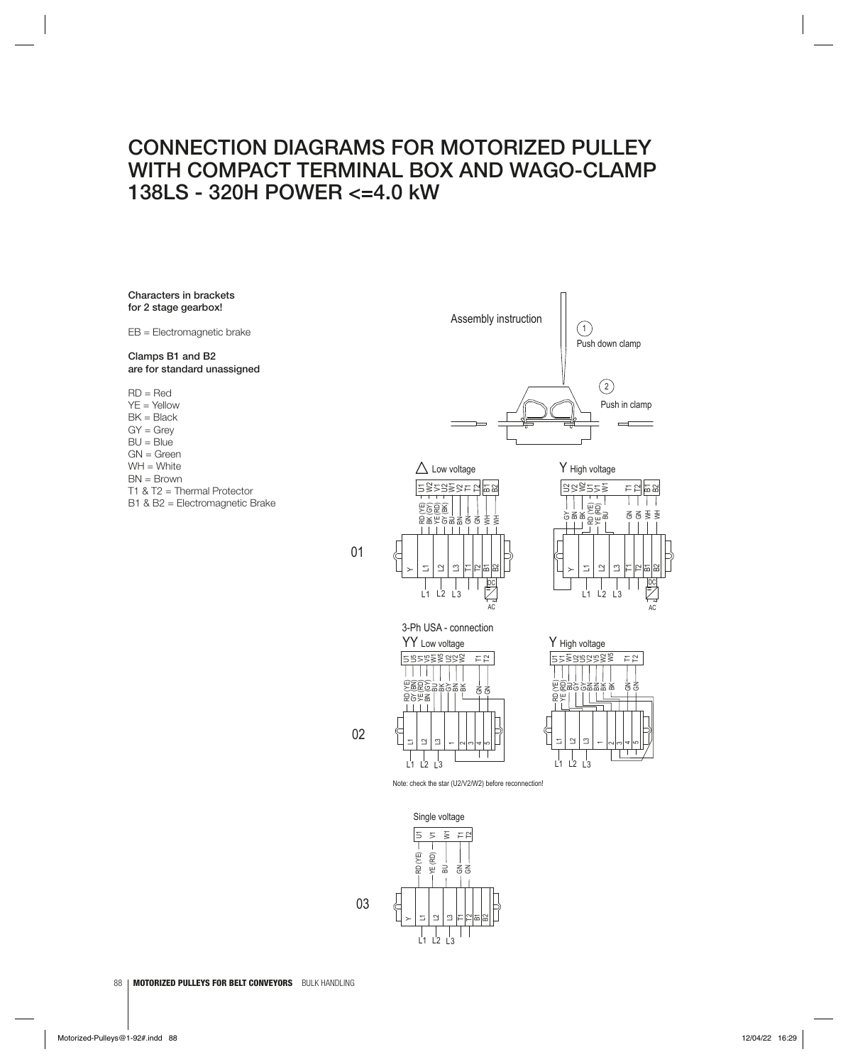# CONNECTION DIAGRAMS FOR MOTORIZED PULLEY WITH COMPACT TERMINAL BOX AND WAGO-CLAMP 138LS - 320H POWER <=4.0 kW

**Characters in brackets for 2 stage gearbox!**

EB = Electromagnetic brake

**Clamps B1 and B2 are for standard unassigned**

RD = Red
YE = Yellow
BK = Black
GY = Grey
BU = Blue
GN = Green
WH = White
BN = Brown
T1 & T2 = Thermal Protector
B1 & B2 = Electromagnetic Brake

Assembly instruction

1. Push down clamp
2. Push in clamp

01

△ Low voltage

Y High voltage

02

3-Ph USA - connection

YY Low voltage

Y High voltage

Note: check the star (U2/V2/W2) before reconnection!

03

Single voltage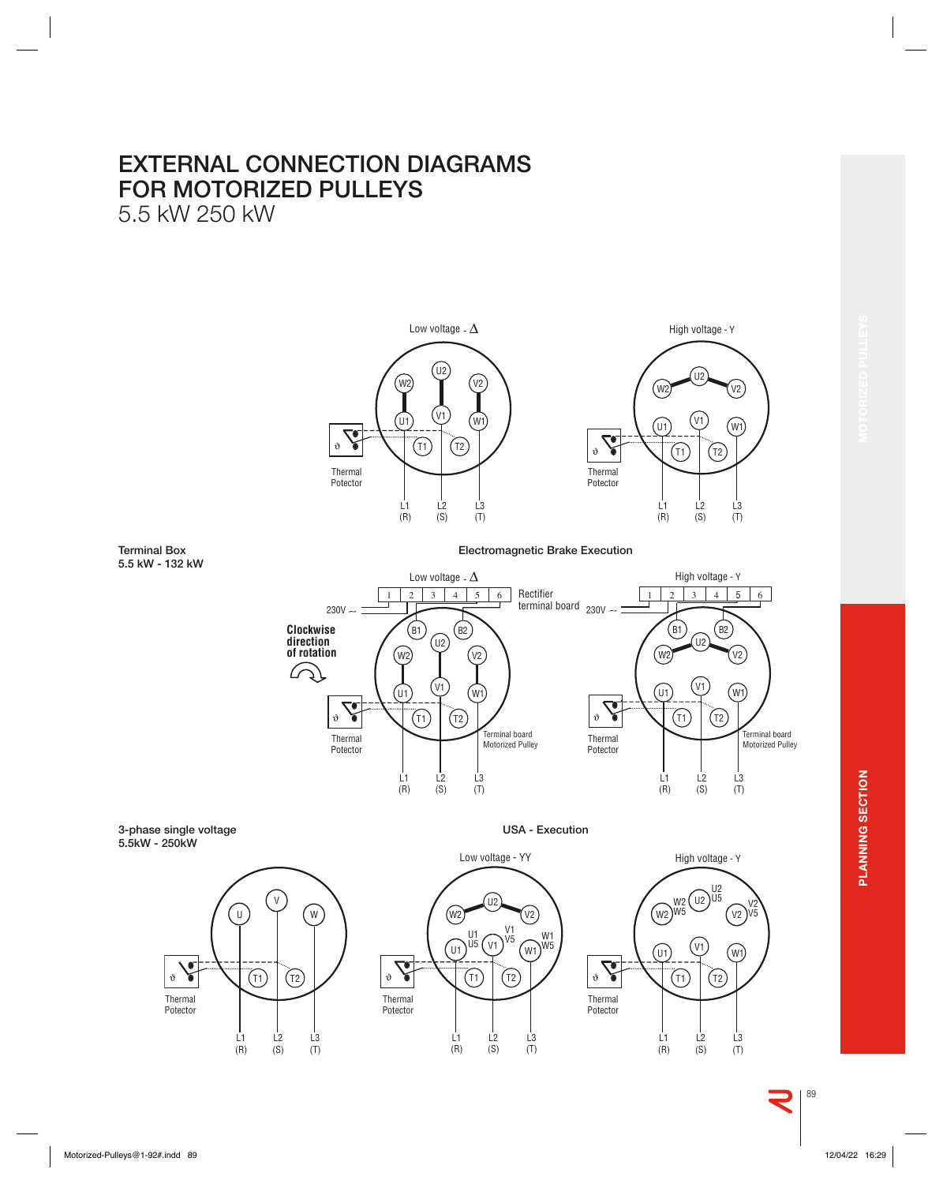# EXTERNAL CONNECTION DIAGRAMS FOR MOTORIZED PULLEYS

5.5 kW 250 kW

Low voltage - Δ

U2
W2
V2
U1
V1
W1
T1
T2
ϑ
Thermal Potector
L1 (R)
L2 (S)
L3 (T)

High voltage - Y

U2
W2
V2
U1
V1
W1
T1
T2
ϑ
Thermal Potector
L1 (R)
L2 (S)
L3 (T)

**Terminal Box**
**5.5 kW - 132 kW**

**Electromagnetic Brake Execution**

Low voltage - Δ

1 2 3 4 5 6
Rectifier terminal board
230V ~
**Clockwise direction of rotation**
B1
B2
U2
W2
V2
U1
V1
W1
T1
T2
ϑ
Thermal Potector
Terminal board Motorized Pulley
L1 (R)
L2 (S)
L3 (T)

High voltage - Y

1 2 3 4 5 6
230V ~
B1
B2
U2
W2
V2
U1
V1
W1
T1
T2
ϑ
Thermal Potector
Terminal board Motorized Pulley
L1 (R)
L2 (S)
L3 (T)

**3-phase single voltage**
**5.5kW - 250kW**

U
V
W
T1
T2
ϑ
Thermal Potector
L1 (R)
L2 (S)
L3 (T)

**USA - Execution**

Low voltage - YY

U2
W2
V2
U1 U5
V1 V5
W1 W5
U1
V1
W1
T1
T2
ϑ
Thermal Potector
L1 (R)
L2 (S)
L3 (T)

High voltage - Y

U2 U5
W2 W5
V2 V5
U2
W2
V2
U1
V1
W1
T1
T2
ϑ
Thermal Potector
L1 (R)
L2 (S)
L3 (T)